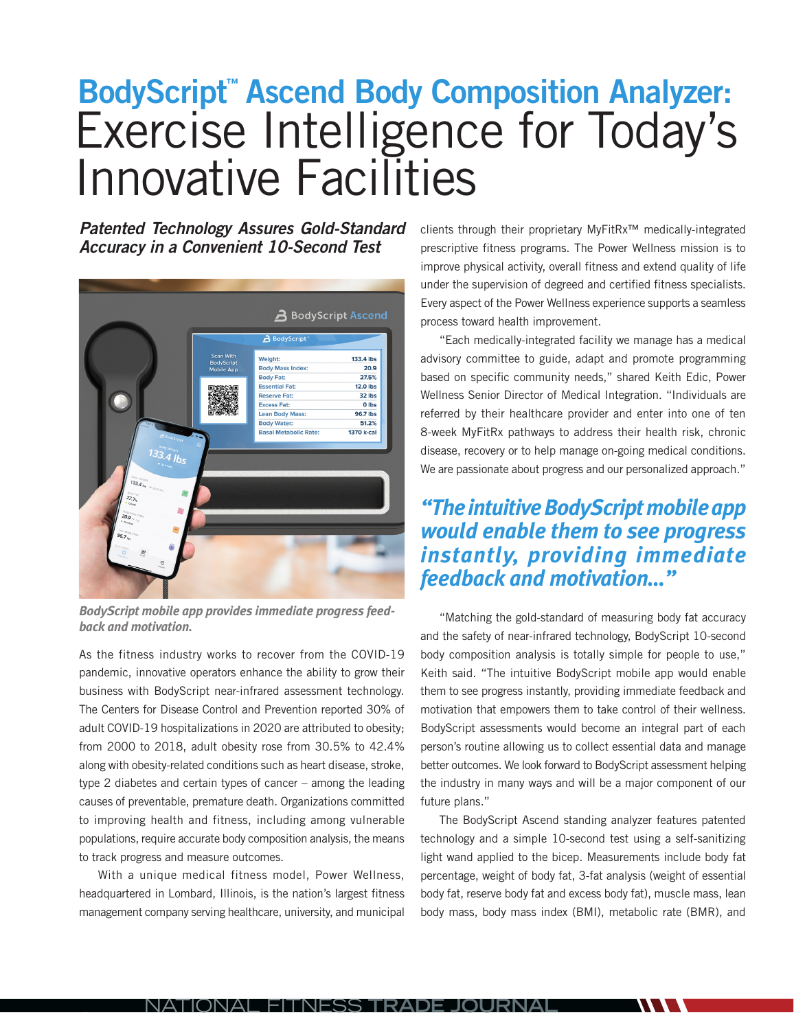# BodyScript™ Ascend Body Composition Analyzer: Exercise Intelligence for Today's Innovative Facilities

***Patented Technology Assures Gold-Standard Accuracy in a Convenient 10-Second Test***

*BodyScript mobile app provides immediate progress feedback and motivation.*

As the fitness industry works to recover from the COVID-19 pandemic, innovative operators enhance the ability to grow their business with BodyScript near-infrared assessment technology. The Centers for Disease Control and Prevention reported 30% of adult COVID-19 hospitalizations in 2020 are attributed to obesity; from 2000 to 2018, adult obesity rose from 30.5% to 42.4% along with obesity-related conditions such as heart disease, stroke, type 2 diabetes and certain types of cancer – among the leading causes of preventable, premature death. Organizations committed to improving health and fitness, including among vulnerable populations, require accurate body composition analysis, the means to track progress and measure outcomes.

With a unique medical fitness model, Power Wellness, headquartered in Lombard, Illinois, is the nation's largest fitness management company serving healthcare, university, and municipal clients through their proprietary MyFitRx™ medically-integrated prescriptive fitness programs. The Power Wellness mission is to improve physical activity, overall fitness and extend quality of life under the supervision of degreed and certified fitness specialists. Every aspect of the Power Wellness experience supports a seamless process toward health improvement.

"Each medically-integrated facility we manage has a medical advisory committee to guide, adapt and promote programming based on specific community needs," shared Keith Edic, Power Wellness Senior Director of Medical Integration. "Individuals are referred by their healthcare provider and enter into one of ten 8-week MyFitRx pathways to address their health risk, chronic disease, recovery or to help manage on-going medical conditions. We are passionate about progress and our personalized approach."

> ***"The intuitive BodyScript mobile app would enable them to see progress instantly, providing immediate feedback and motivation..."***

"Matching the gold-standard of measuring body fat accuracy and the safety of near-infrared technology, BodyScript 10-second body composition analysis is totally simple for people to use," Keith said. "The intuitive BodyScript mobile app would enable them to see progress instantly, providing immediate feedback and motivation that empowers them to take control of their wellness. BodyScript assessments would become an integral part of each person's routine allowing us to collect essential data and manage better outcomes. We look forward to BodyScript assessment helping the industry in many ways and will be a major component of our future plans."

The BodyScript Ascend standing analyzer features patented technology and a simple 10-second test using a self-sanitizing light wand applied to the bicep. Measurements include body fat percentage, weight of body fat, 3-fat analysis (weight of essential body fat, reserve body fat and excess body fat), muscle mass, lean body mass, body mass index (BMI), metabolic rate (BMR), and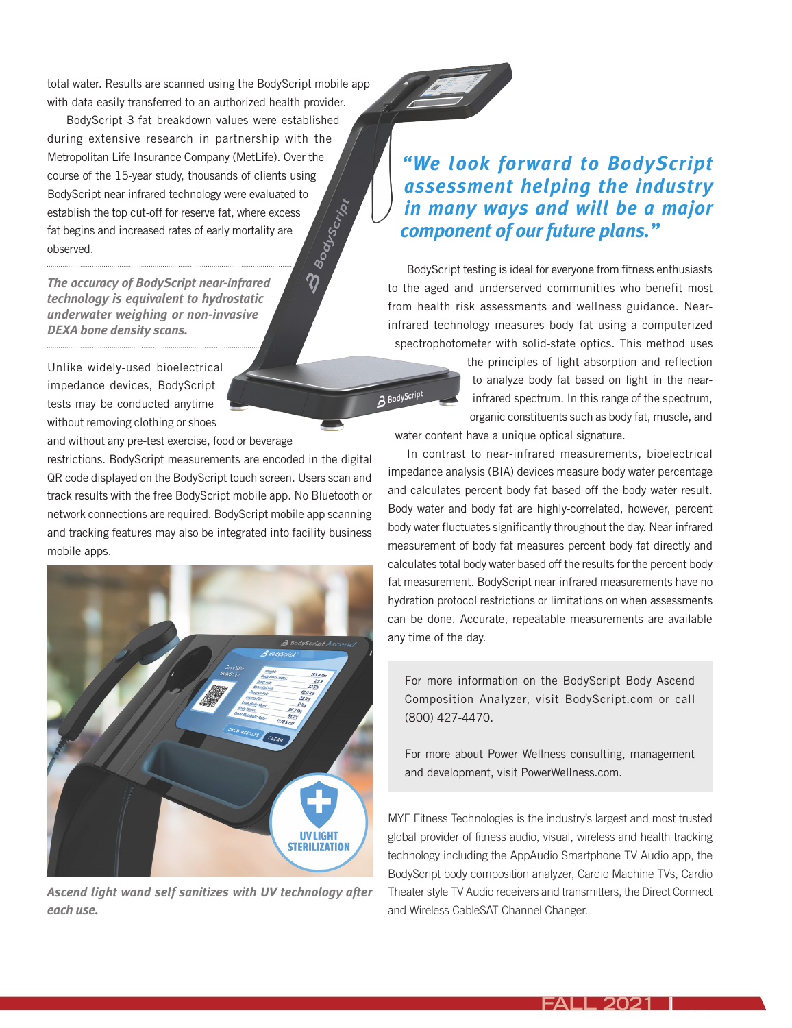total water. Results are scanned using the BodyScript mobile app with data easily transferred to an authorized health provider.

BodyScript 3-fat breakdown values were established during extensive research in partnership with the Metropolitan Life Insurance Company (MetLife). Over the course of the 15-year study, thousands of clients using BodyScript near-infrared technology were evaluated to establish the top cut-off for reserve fat, where excess fat begins and increased rates of early mortality are observed.

***The accuracy of BodyScript near-infrared technology is equivalent to hydrostatic underwater weighing or non-invasive DEXA bone density scans.***

Unlike widely-used bioelectrical impedance devices, BodyScript tests may be conducted anytime without removing clothing or shoes and without any pre-test exercise, food or beverage restrictions. BodyScript measurements are encoded in the digital QR code displayed on the BodyScript touch screen. Users scan and track results with the free BodyScript mobile app. No Bluetooth or network connections are required. BodyScript mobile app scanning and tracking features may also be integrated into facility business mobile apps.

*Ascend light wand self sanitizes with UV technology after each use.*

***"We look forward to BodyScript assessment helping the industry in many ways and will be a major component of our future plans."***

BodyScript testing is ideal for everyone from fitness enthusiasts to the aged and underserved communities who benefit most from health risk assessments and wellness guidance. Near-infrared technology measures body fat using a computerized spectrophotometer with solid-state optics. This method uses the principles of light absorption and reflection to analyze body fat based on light in the near-infrared spectrum. In this range of the spectrum, organic constituents such as body fat, muscle, and water content have a unique optical signature.

In contrast to near-infrared measurements, bioelectrical impedance analysis (BIA) devices measure body water percentage and calculates percent body fat based off the body water result. Body water and body fat are highly-correlated, however, percent body water fluctuates significantly throughout the day. Near-infrared measurement of body fat measures percent body fat directly and calculates total body water based off the results for the percent body fat measurement. BodyScript near-infrared measurements have no hydration protocol restrictions or limitations on when assessments can be done. Accurate, repeatable measurements are available any time of the day.

For more information on the BodyScript Body Ascend Composition Analyzer, visit BodyScript.com or call (800) 427-4470.

For more about Power Wellness consulting, management and development, visit PowerWellness.com.

MYE Fitness Technologies is the industry's largest and most trusted global provider of fitness audio, visual, wireless and health tracking technology including the AppAudio Smartphone TV Audio app, the BodyScript body composition analyzer, Cardio Machine TVs, Cardio Theater style TV Audio receivers and transmitters, the Direct Connect and Wireless CableSAT Channel Changer.